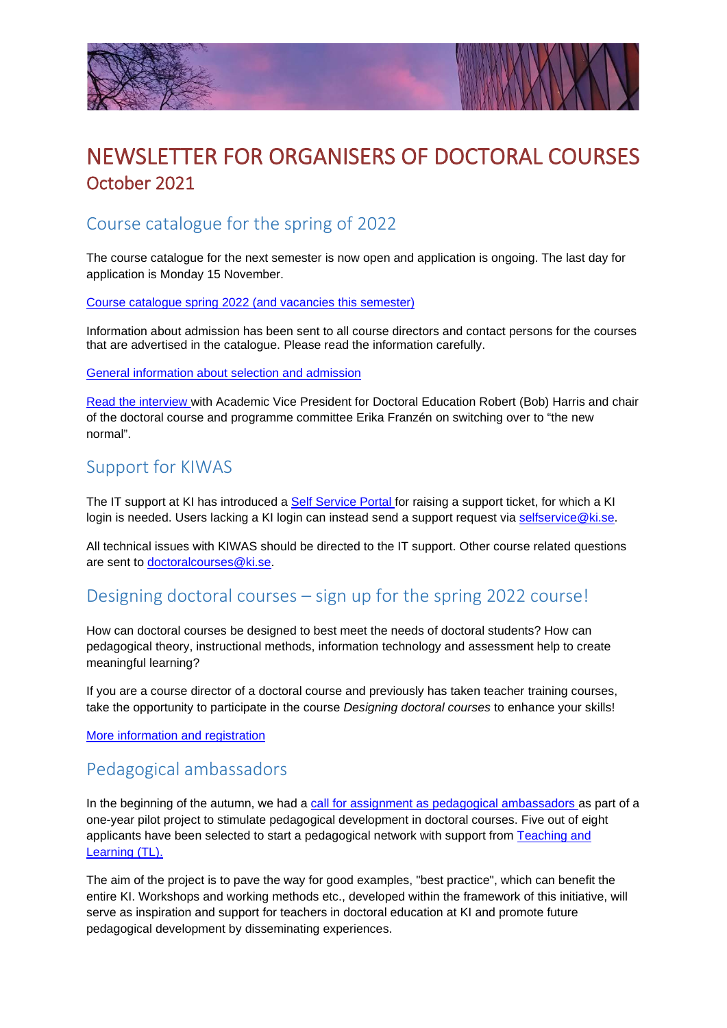# NEWSLETTER FOR ORGANISERS OF DOCTORAL COURSES

## October 2021

## Course catalogue for the spring of 2022

The course catalogue for the next semester is now open and application is ongoing. The last day for application is Monday 15 November.

Course catalogue spring 2022 (and vacancies this semester)

Information about admission has been sent to all course directors and contact persons for the courses that are advertised in the catalogue. Please read the information carefully.

General information about selection and admission

Read the interview with Academic Vice President for Doctoral Education Robert (Bob) Harris and chair of the doctoral course and programme committee Erika Franzén on switching over to "the new normal".

## Support for KIWAS

The IT support at KI has introduced a Self Service Portal for raising a support ticket, for which a KI login is needed. Users lacking a KI login can instead send a support request via selfservice@ki.se.

All technical issues with KIWAS should be directed to the IT support. Other course related questions are sent to doctoralcourses@ki.se.

## Designing doctoral courses – sign up for the spring 2022 course!

How can doctoral courses be designed to best meet the needs of doctoral students? How can pedagogical theory, instructional methods, information technology and assessment help to create meaningful learning?

If you are a course director of a doctoral course and previously has taken teacher training courses, take the opportunity to participate in the course *Designing doctoral courses* to enhance your skills!

More information and registration

## Pedagogical ambassadors

In the beginning of the autumn, we had a call for assignment as pedagogical ambassadors as part of a one-year pilot project to stimulate pedagogical development in doctoral courses. Five out of eight applicants have been selected to start a pedagogical network with support from Teaching and Learning (TL).

The aim of the project is to pave the way for good examples, "best practice", which can benefit the entire KI. Workshops and working methods etc., developed within the framework of this initiative, will serve as inspiration and support for teachers in doctoral education at KI and promote future pedagogical development by disseminating experiences.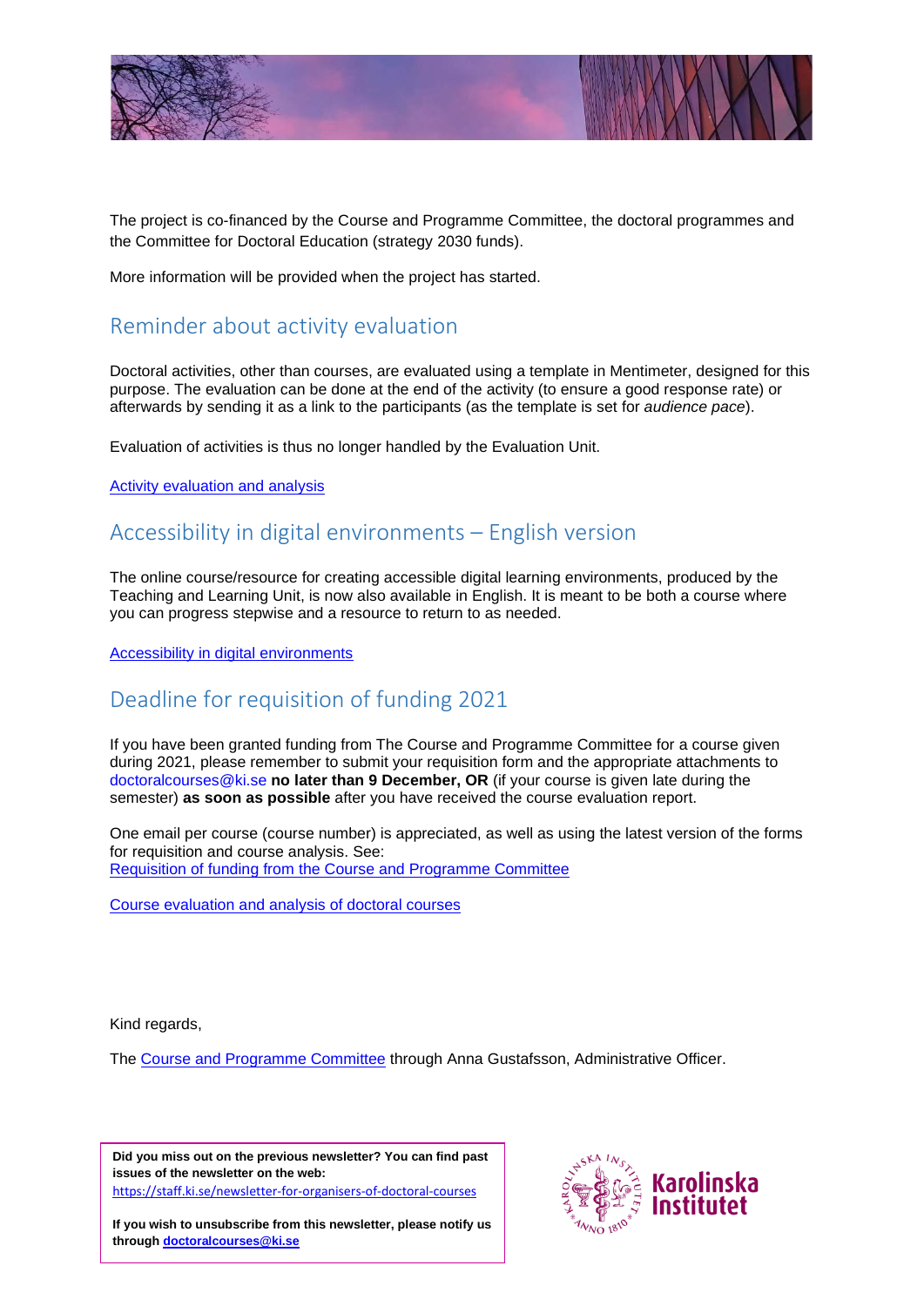The project is co-financed by the Course and Programme Committee, the doctoral programmes and the Committee for Doctoral Education (strategy 2030 funds).

More information will be provided when the project has started.

## Reminder about activity evaluation

Doctoral activities, other than courses, are evaluated using a template in Mentimeter, designed for this purpose. The evaluation can be done at the end of the activity (to ensure a good response rate) or afterwards by sending it as a link to the participants (as the template is set for *audience pace*).

Evaluation of activities is thus no longer handled by the Evaluation Unit.

[Activity evaluation and analysis]

## Accessibility in digital environments – English version

The online course/resource for creating accessible digital learning environments, produced by the Teaching and Learning Unit, is now also available in English. It is meant to be both a course where you can progress stepwise and a resource to return to as needed.

[Accessibility in digital environments]

## Deadline for requisition of funding 2021

If you have been granted funding from The Course and Programme Committee for a course given during 2021, please remember to submit your requisition form and the appropriate attachments to doctoralcourses@ki.se **no later than 9 December, OR** (if your course is given late during the semester) **as soon as possible** after you have received the course evaluation report.

One email per course (course number) is appreciated, as well as using the latest version of the forms for requisition and course analysis. See:
[Requisition of funding from the Course and Programme Committee]

[Course evaluation and analysis of doctoral courses]

Kind regards,

The [Course and Programme Committee] through Anna Gustafsson, Administrative Officer.

**Did you miss out on the previous newsletter? You can find past issues of the newsletter on the web:**
https://staff.ki.se/newsletter-for-organisers-of-doctoral-courses

**If you wish to unsubscribe from this newsletter, please notify us through doctoralcourses@ki.se**

Karolinska Institutet